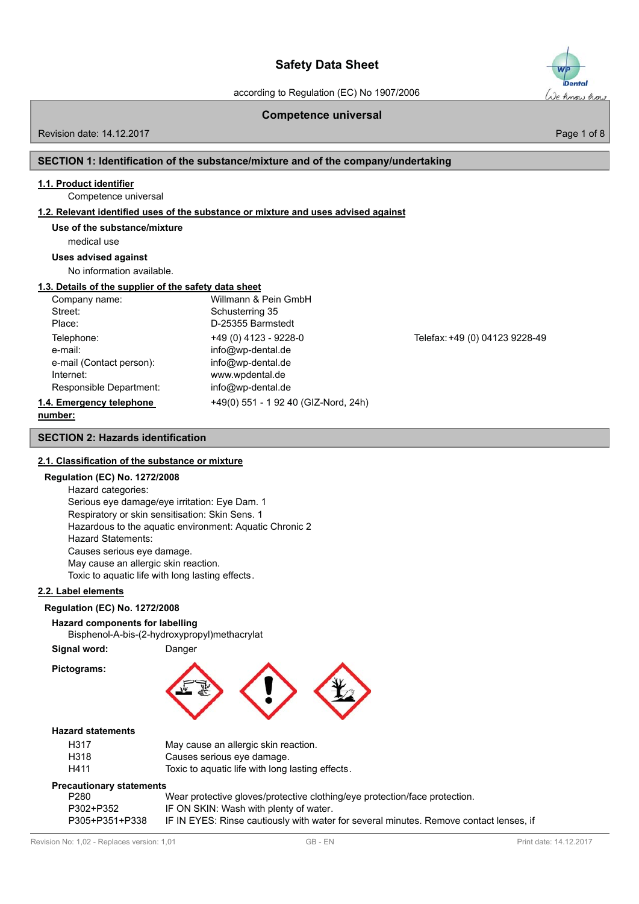# Safety Data Sheet

according to Regulation (EC) No 1907/2006

## Competence universal

Revision date: 14.12.2017

## SECTION 1: Identification of the substance/mixture and of the company/undertaking

### 1.1. Product identifier

Competence universal

### 1.2. Relevant identified uses of the substance or mixture and uses advised against

**Use of the substance/mixture**

medical use

**Uses advised against**

No information available.

### 1.3. Details of the supplier of the safety data sheet

| | | |
|---|---|---|
| Company name: | Willmann & Pein GmbH | |
| Street: | Schusterring 35 | |
| Place: | D-25355 Barmstedt | |
| Telephone: | +49 (0) 4123 - 9228-0 | Telefax: +49 (0) 04123 9228-49 |
| e-mail: | info@wp-dental.de | |
| e-mail (Contact person): | info@wp-dental.de | |
| Internet: | www.wpdental.de | |
| Responsible Department: | info@wp-dental.de | |

### 1.4. Emergency telephone number:

+49(0) 551 - 1 92 40 (GIZ-Nord, 24h)

## SECTION 2: Hazards identification

### 2.1. Classification of the substance or mixture

**Regulation (EC) No. 1272/2008**

Hazard categories:
Serious eye damage/eye irritation: Eye Dam. 1
Respiratory or skin sensitisation: Skin Sens. 1
Hazardous to the aquatic environment: Aquatic Chronic 2
Hazard Statements:
Causes serious eye damage.
May cause an allergic skin reaction.
Toxic to aquatic life with long lasting effects.

### 2.2. Label elements

**Regulation (EC) No. 1272/2008**

**Hazard components for labelling**

Bisphenol-A-bis-(2-hydroxypropyl)methacrylat

**Signal word:** Danger

**Pictograms:**

**Hazard statements**

| | |
|---|---|
| H317 | May cause an allergic skin reaction. |
| H318 | Causes serious eye damage. |
| H411 | Toxic to aquatic life with long lasting effects. |

**Precautionary statements**

| | |
|---|---|
| P280 | Wear protective gloves/protective clothing/eye protection/face protection. |
| P302+P352 | IF ON SKIN: Wash with plenty of water. |
| P305+P351+P338 | IF IN EYES: Rinse cautiously with water for several minutes. Remove contact lenses, if |

Revision No: 1,02 - Replaces version: 1,01 GB - EN Print date: 14.12.2017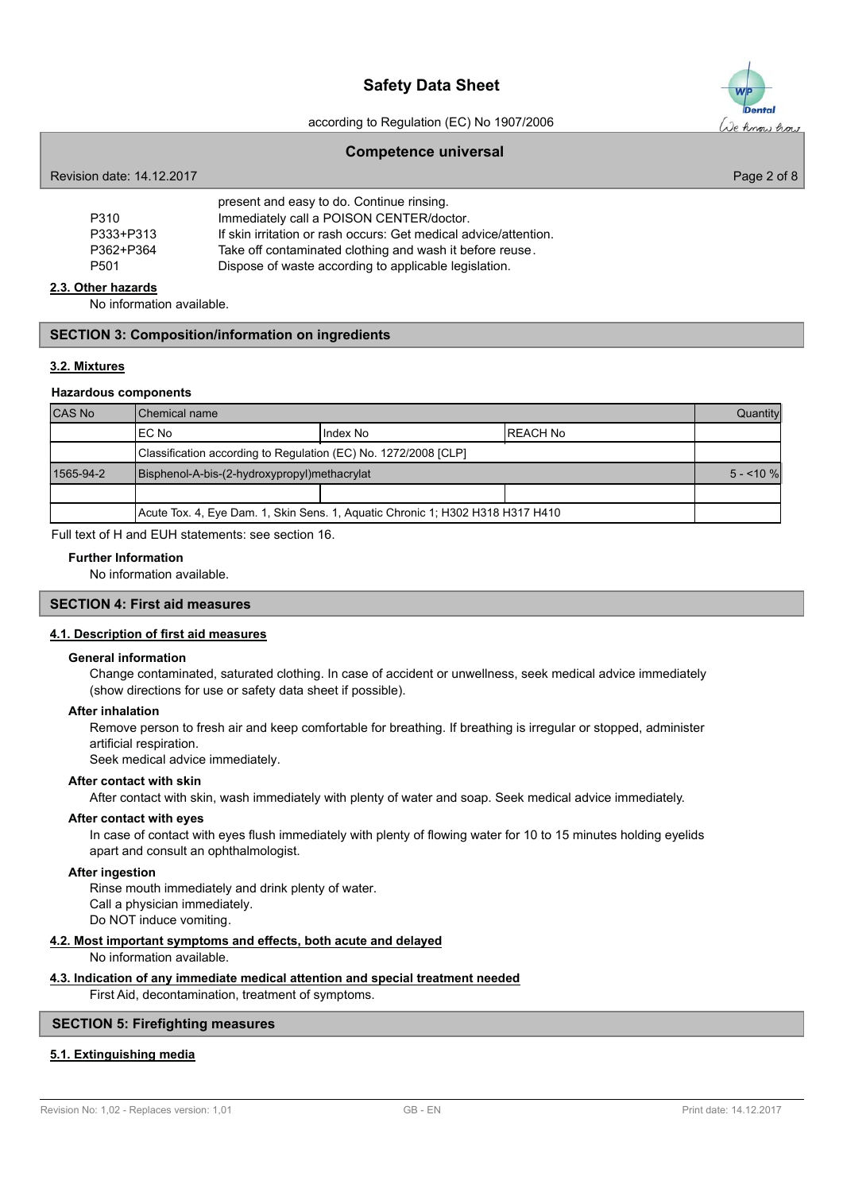present and easy to do. Continue rinsing.

| | |
|---|---|
| P310 | Immediately call a POISON CENTER/doctor. |
| P333+P313 | If skin irritation or rash occurs: Get medical advice/attention. |
| P362+P364 | Take off contaminated clothing and wash it before reuse. |
| P501 | Dispose of waste according to applicable legislation. |

### 2.3. Other hazards

No information available.

## SECTION 3: Composition/information on ingredients

### 3.2. Mixtures

#### Hazardous components

| CAS No | Chemical name | | | Quantity |
|---|---|---|---|---|
| | EC No | Index No | REACH No | |
| | Classification according to Regulation (EC) No. 1272/2008 [CLP] | | | |
| 1565-94-2 | Bisphenol-A-bis-(2-hydroxypropyl)methacrylat | | | 5 - <10 % |
| | | | | |
| | Acute Tox. 4, Eye Dam. 1, Skin Sens. 1, Aquatic Chronic 1; H302 H318 H317 H410 | | | |

Full text of H and EUH statements: see section 16.

**Further Information**

No information available.

## SECTION 4: First aid measures

### 4.1. Description of first aid measures

**General information**

Change contaminated, saturated clothing. In case of accident or unwellness, seek medical advice immediately (show directions for use or safety data sheet if possible).

**After inhalation**

Remove person to fresh air and keep comfortable for breathing. If breathing is irregular or stopped, administer artificial respiration.
Seek medical advice immediately.

**After contact with skin**

After contact with skin, wash immediately with plenty of water and soap. Seek medical advice immediately.

**After contact with eyes**

In case of contact with eyes flush immediately with plenty of flowing water for 10 to 15 minutes holding eyelids apart and consult an ophthalmologist.

**After ingestion**

Rinse mouth immediately and drink plenty of water.
Call a physician immediately.
Do NOT induce vomiting.

### 4.2. Most important symptoms and effects, both acute and delayed

No information available.

### 4.3. Indication of any immediate medical attention and special treatment needed

First Aid, decontamination, treatment of symptoms.

## SECTION 5: Firefighting measures

### 5.1. Extinguishing media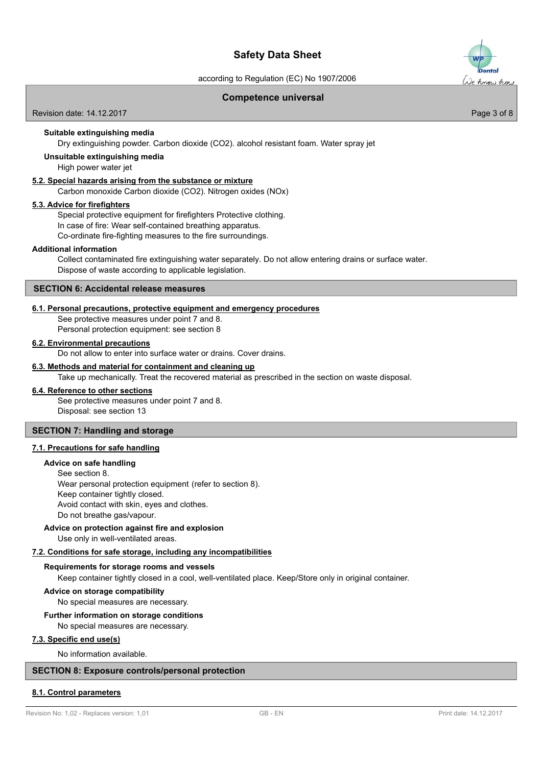**Suitable extinguishing media**

Dry extinguishing powder. Carbon dioxide ($CO_2$). alcohol resistant foam. Water spray jet

**Unsuitable extinguishing media**

High power water jet

## 5.2. Special hazards arising from the substance or mixture

Carbon monoxide Carbon dioxide ($CO_2$). Nitrogen oxides ($NO_x$)

## 5.3. Advice for firefighters

Special protective equipment for firefighters Protective clothing.
In case of fire: Wear self-contained breathing apparatus.
Co-ordinate fire-fighting measures to the fire surroundings.

**Additional information**

Collect contaminated fire extinguishing water separately. Do not allow entering drains or surface water.
Dispose of waste according to applicable legislation.

# SECTION 6: Accidental release measures

## 6.1. Personal precautions, protective equipment and emergency procedures

See protective measures under point 7 and 8.
Personal protection equipment: see section 8

## 6.2. Environmental precautions

Do not allow to enter into surface water or drains. Cover drains.

## 6.3. Methods and material for containment and cleaning up

Take up mechanically. Treat the recovered material as prescribed in the section on waste disposal.

## 6.4. Reference to other sections

See protective measures under point 7 and 8.
Disposal: see section 13

# SECTION 7: Handling and storage

## 7.1. Precautions for safe handling

**Advice on safe handling**

See section 8.
Wear personal protection equipment (refer to section 8).
Keep container tightly closed.
Avoid contact with skin, eyes and clothes.
Do not breathe gas/vapour.

**Advice on protection against fire and explosion**

Use only in well-ventilated areas.

## 7.2. Conditions for safe storage, including any incompatibilities

**Requirements for storage rooms and vessels**

Keep container tightly closed in a cool, well-ventilated place. Keep/Store only in original container.

**Advice on storage compatibility**

No special measures are necessary.

**Further information on storage conditions**

No special measures are necessary.

## 7.3. Specific end use(s)

No information available.

# SECTION 8: Exposure controls/personal protection

## 8.1. Control parameters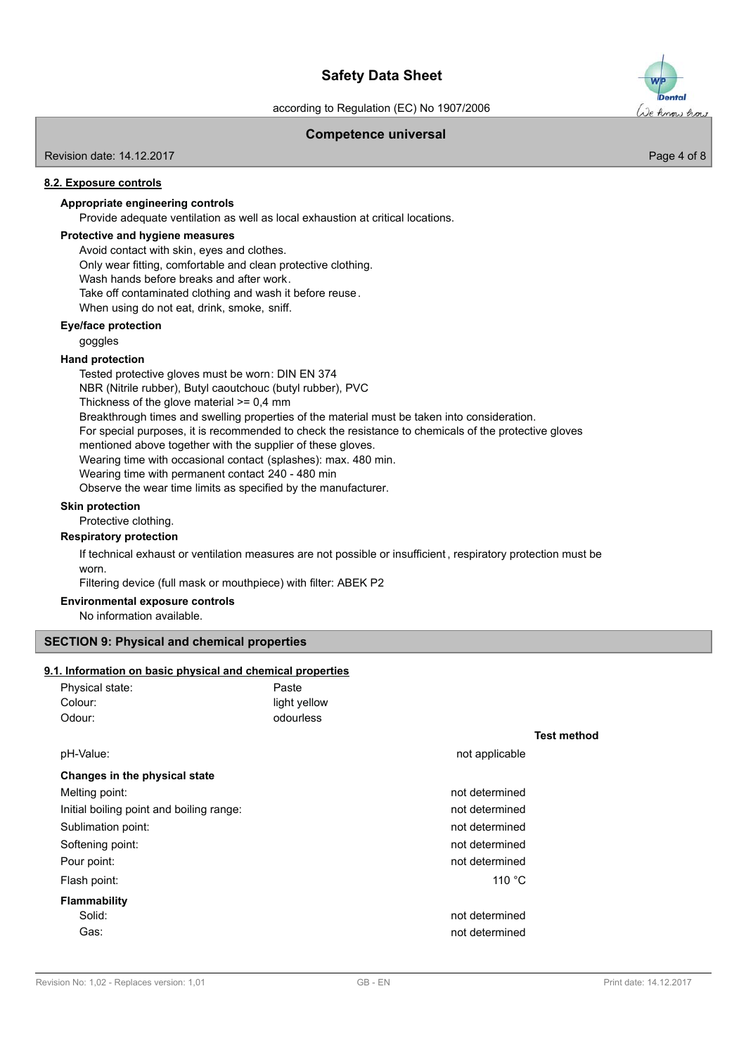### 8.2. Exposure controls

**Appropriate engineering controls**

Provide adequate ventilation as well as local exhaustion at critical locations.

**Protective and hygiene measures**

Avoid contact with skin, eyes and clothes.
Only wear fitting, comfortable and clean protective clothing.
Wash hands before breaks and after work.
Take off contaminated clothing and wash it before reuse.
When using do not eat, drink, smoke, sniff.

**Eye/face protection**

goggles

**Hand protection**

Tested protective gloves must be worn: DIN EN 374
NBR (Nitrile rubber), Butyl caoutchouc (butyl rubber), PVC
Thickness of the glove material >= 0,4 mm
Breakthrough times and swelling properties of the material must be taken into consideration.
For special purposes, it is recommended to check the resistance to chemicals of the protective gloves mentioned above together with the supplier of these gloves.
Wearing time with occasional contact (splashes): max. 480 min.
Wearing time with permanent contact 240 - 480 min
Observe the wear time limits as specified by the manufacturer.

**Skin protection**

Protective clothing.

**Respiratory protection**

If technical exhaust or ventilation measures are not possible or insufficient, respiratory protection must be worn.
Filtering device (full mask or mouthpiece) with filter: ABEK P2

**Environmental exposure controls**

No information available.

## SECTION 9: Physical and chemical properties

### 9.1. Information on basic physical and chemical properties

| | | |
|---|---|---|
| Physical state: | Paste | |
| Colour: | light yellow | |
| Odour: | odourless | |
| | | **Test method** |
| pH-Value: | not applicable | |
| **Changes in the physical state** | | |
| Melting point: | not determined | |
| Initial boiling point and boiling range: | not determined | |
| Sublimation point: | not determined | |
| Softening point: | not determined | |
| Pour point: | not determined | |
| Flash point: | 110 °C | |
| **Flammability** | | |
| Solid: | not determined | |
| Gas: | not determined | |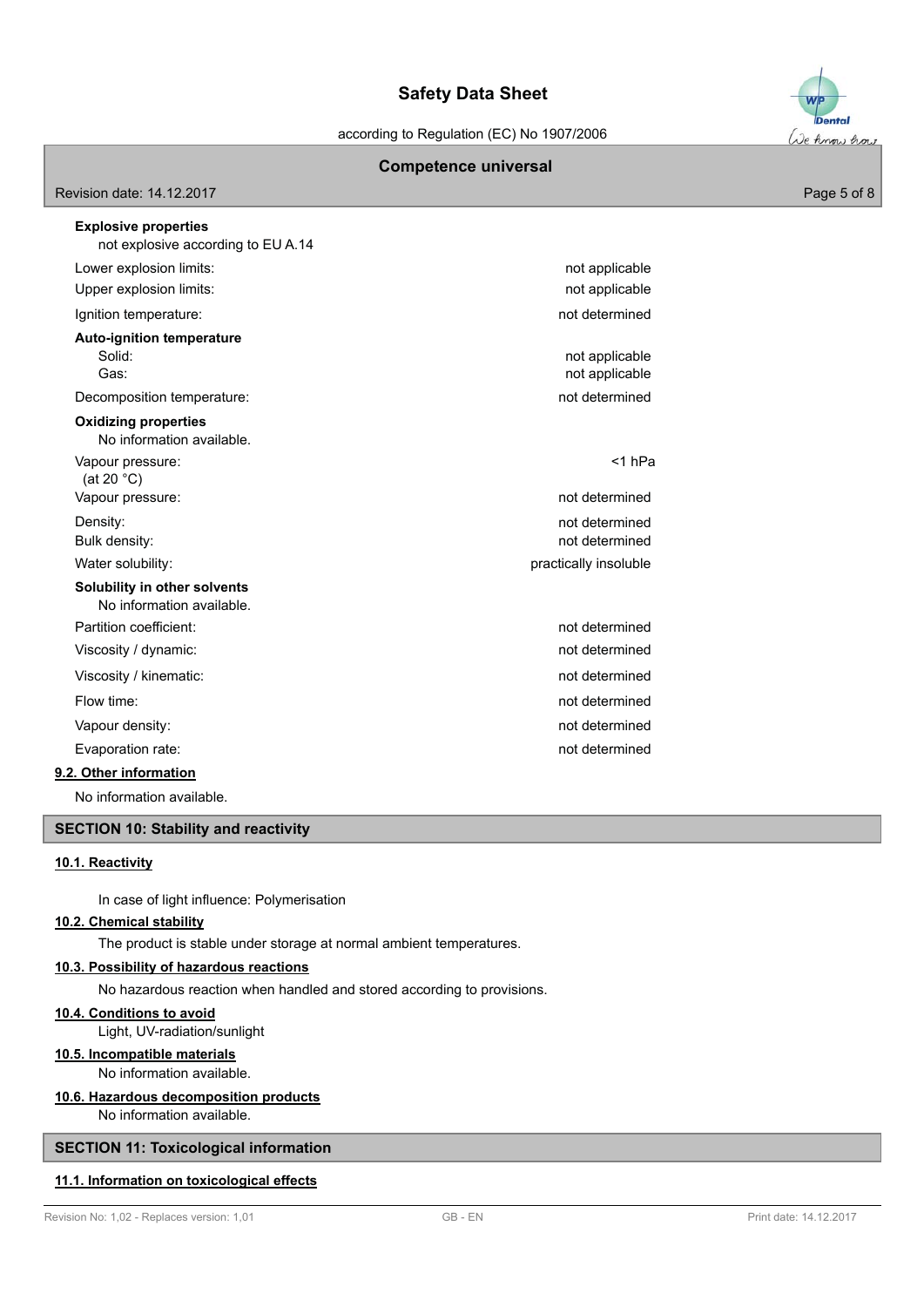**Explosive properties**

not explosive according to EU A.14

| | |
|---|---|
| Lower explosion limits: | not applicable |
| Upper explosion limits: | not applicable |
| Ignition temperature: | not determined |

**Auto-ignition temperature**

| | |
|---|---|
| Solid: | not applicable |
| Gas: | not applicable |
| Decomposition temperature: | not determined |

**Oxidizing properties**

No information available.

| | |
|---|---|
| Vapour pressure: (at 20 °C) | <1 hPa |
| Vapour pressure: | not determined |
| Density: | not determined |
| Bulk density: | not determined |
| Water solubility: | practically insoluble |

**Solubility in other solvents**

No information available.

| | |
|---|---|
| Partition coefficient: | not determined |
| Viscosity / dynamic: | not determined |
| Viscosity / kinematic: | not determined |
| Flow time: | not determined |
| Vapour density: | not determined |
| Evaporation rate: | not determined |

### 9.2. Other information

No information available.

## SECTION 10: Stability and reactivity

### 10.1. Reactivity

In case of light influence: Polymerisation

### 10.2. Chemical stability

The product is stable under storage at normal ambient temperatures.

### 10.3. Possibility of hazardous reactions

No hazardous reaction when handled and stored according to provisions.

### 10.4. Conditions to avoid

Light, UV-radiation/sunlight

### 10.5. Incompatible materials

No information available.

### 10.6. Hazardous decomposition products

No information available.

## SECTION 11: Toxicological information

### 11.1. Information on toxicological effects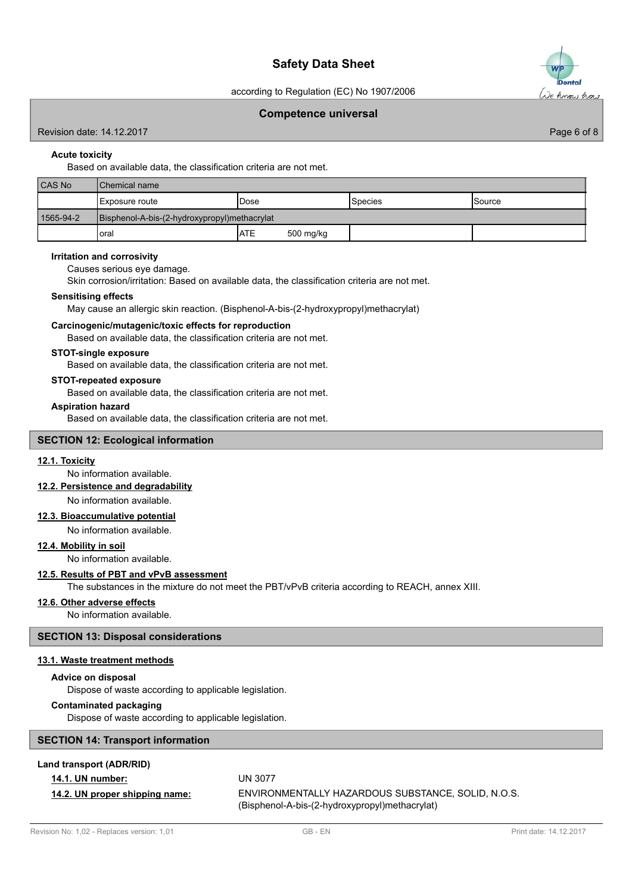### Acute toxicity

Based on available data, the classification criteria are not met.

| CAS No | Chemical name | | | |
|---|---|---|---|---|
| | Exposure route | Dose | Species | Source |
| 1565-94-2 | Bisphenol-A-bis-(2-hydroxypropyl)methacrylat | | | |
| | oral | ATE 500 mg/kg | | |

### Irritation and corrosivity

Causes serious eye damage.

Skin corrosion/irritation: Based on available data, the classification criteria are not met.

### Sensitising effects

May cause an allergic skin reaction. (Bisphenol-A-bis-(2-hydroxypropyl)methacrylat)

### Carcinogenic/mutagenic/toxic effects for reproduction

Based on available data, the classification criteria are not met.

### STOT-single exposure

Based on available data, the classification criteria are not met.

### STOT-repeated exposure

Based on available data, the classification criteria are not met.

### Aspiration hazard

Based on available data, the classification criteria are not met.

## SECTION 12: Ecological information

### 12.1. Toxicity

No information available.

### 12.2. Persistence and degradability

No information available.

### 12.3. Bioaccumulative potential

No information available.

### 12.4. Mobility in soil

No information available.

### 12.5. Results of PBT and vPvB assessment

The substances in the mixture do not meet the PBT/vPvB criteria according to REACH, annex XIII.

### 12.6. Other adverse effects

No information available.

## SECTION 13: Disposal considerations

### 13.1. Waste treatment methods

#### Advice on disposal

Dispose of waste according to applicable legislation.

#### Contaminated packaging

Dispose of waste according to applicable legislation.

## SECTION 14: Transport information

### Land transport (ADR/RID)

**14.1. UN number:** UN 3077

**14.2. UN proper shipping name:** ENVIRONMENTALLY HAZARDOUS SUBSTANCE, SOLID, N.O.S. (Bisphenol-A-bis-(2-hydroxypropyl)methacrylat)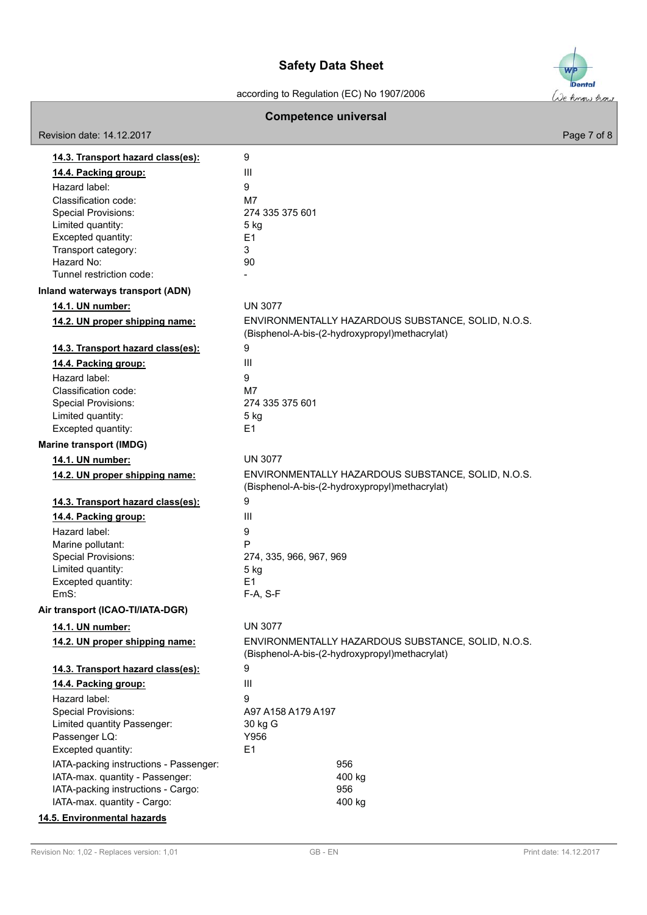**14.3. Transport hazard class(es):** 9

**14.4. Packing group:** III

| | |
|---|---|
| Hazard label: | 9 |
| Classification code: | M7 |
| Special Provisions: | 274 335 375 601 |
| Limited quantity: | 5 kg |
| Excepted quantity: | E1 |
| Transport category: | 3 |
| Hazard No: | 90 |
| Tunnel restriction code: | - |

**Inland waterways transport (ADN)**

**14.1. UN number:** UN 3077

**14.2. UN proper shipping name:** ENVIRONMENTALLY HAZARDOUS SUBSTANCE, SOLID, N.O.S. (Bisphenol-A-bis-(2-hydroxypropyl)methacrylat)

**14.3. Transport hazard class(es):** 9

**14.4. Packing group:** III

| | |
|---|---|
| Hazard label: | 9 |
| Classification code: | M7 |
| Special Provisions: | 274 335 375 601 |
| Limited quantity: | 5 kg |
| Excepted quantity: | E1 |

**Marine transport (IMDG)**

**14.1. UN number:** UN 3077

**14.2. UN proper shipping name:** ENVIRONMENTALLY HAZARDOUS SUBSTANCE, SOLID, N.O.S. (Bisphenol-A-bis-(2-hydroxypropyl)methacrylat)

**14.3. Transport hazard class(es):** 9

**14.4. Packing group:** III

| | |
|---|---|
| Hazard label: | 9 |
| Marine pollutant: | P |
| Special Provisions: | 274, 335, 966, 967, 969 |
| Limited quantity: | 5 kg |
| Excepted quantity: | E1 |
| EmS: | F-A, S-F |

**Air transport (ICAO-TI/IATA-DGR)**

**14.1. UN number:** UN 3077

**14.2. UN proper shipping name:** ENVIRONMENTALLY HAZARDOUS SUBSTANCE, SOLID, N.O.S. (Bisphenol-A-bis-(2-hydroxypropyl)methacrylat)

**14.3. Transport hazard class(es):** 9

**14.4. Packing group:** III

| | |
|---|---|
| Hazard label: | 9 |
| Special Provisions: | A97 A158 A179 A197 |
| Limited quantity Passenger: | 30 kg G |
| Passenger LQ: | Y956 |
| Excepted quantity: | E1 |
| IATA-packing instructions - Passenger: | 956 |
| IATA-max. quantity - Passenger: | 400 kg |
| IATA-packing instructions - Cargo: | 956 |
| IATA-max. quantity - Cargo: | 400 kg |

**14.5. Environmental hazards**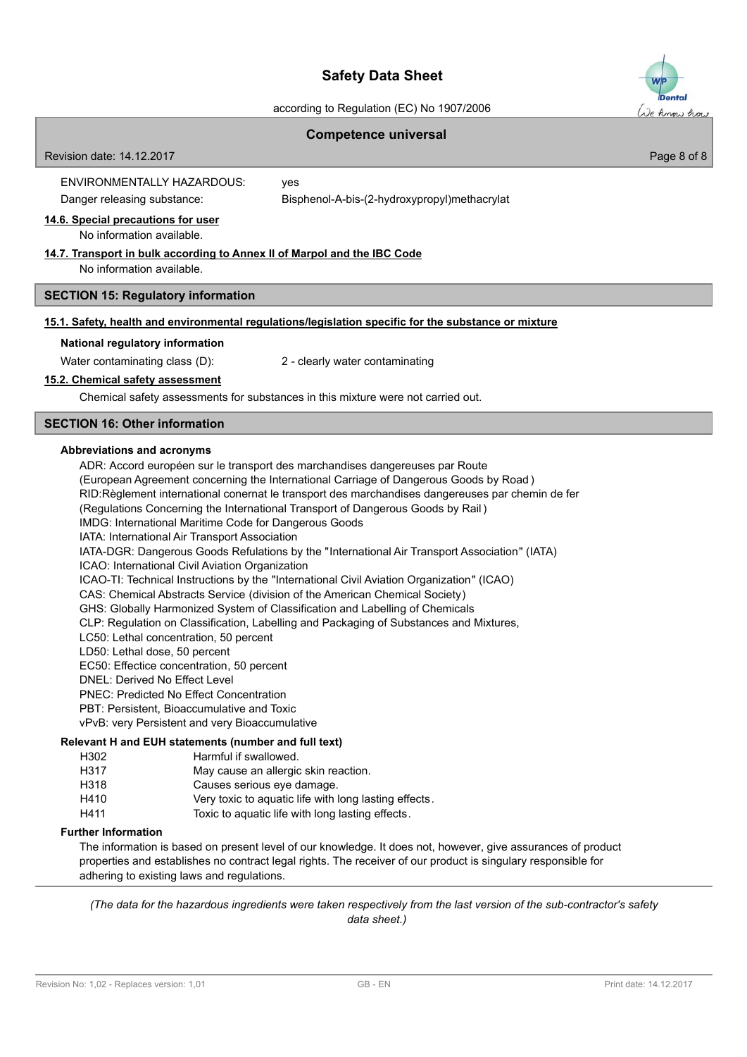| | |
|---|---|
| ENVIRONMENTALLY HAZARDOUS: | yes |
| Danger releasing substance: | Bisphenol-A-bis-(2-hydroxypropyl)methacrylat |

**14.6. Special precautions for user**

No information available.

**14.7. Transport in bulk according to Annex II of Marpol and the IBC Code**

No information available.

## SECTION 15: Regulatory information

**15.1. Safety, health and environmental regulations/legislation specific for the substance or mixture**

**National regulatory information**

| | |
|---|---|
| Water contaminating class (D): | 2 - clearly water contaminating |

**15.2. Chemical safety assessment**

Chemical safety assessments for substances in this mixture were not carried out.

## SECTION 16: Other information

**Abbreviations and acronyms**

ADR: Accord européen sur le transport des marchandises dangereuses par Route
(European Agreement concerning the International Carriage of Dangerous Goods by Road )
RID:Règlement international conernat le transport des marchandises dangereuses par chemin de fer
(Regulations Concerning the International Transport of Dangerous Goods by Rail )
IMDG: International Maritime Code for Dangerous Goods
IATA: International Air Transport Association
IATA-DGR: Dangerous Goods Refulations by the "International Air Transport Association" (IATA)
ICAO: International Civil Aviation Organization
ICAO-TI: Technical Instructions by the "International Civil Aviation Organization" (ICAO)
CAS: Chemical Abstracts Service (division of the American Chemical Society)
GHS: Globally Harmonized System of Classification and Labelling of Chemicals
CLP: Regulation on Classification, Labelling and Packaging of Substances and Mixtures,
LC50: Lethal concentration, 50 percent
LD50: Lethal dose, 50 percent
EC50: Effectice concentration, 50 percent
DNEL: Derived No Effect Level
PNEC: Predicted No Effect Concentration
PBT: Persistent, Bioaccumulative and Toxic
vPvB: very Persistent and very Bioaccumulative

**Relevant H and EUH statements (number and full text)**

| | |
|---|---|
| H302 | Harmful if swallowed. |
| H317 | May cause an allergic skin reaction. |
| H318 | Causes serious eye damage. |
| H410 | Very toxic to aquatic life with long lasting effects. |
| H411 | Toxic to aquatic life with long lasting effects. |

**Further Information**

The information is based on present level of our knowledge. It does not, however, give assurances of product properties and establishes no contract legal rights. The receiver of our product is singulary responsible for adhering to existing laws and regulations.

*(The data for the hazardous ingredients were taken respectively from the last version of the sub-contractor's safety data sheet.)*